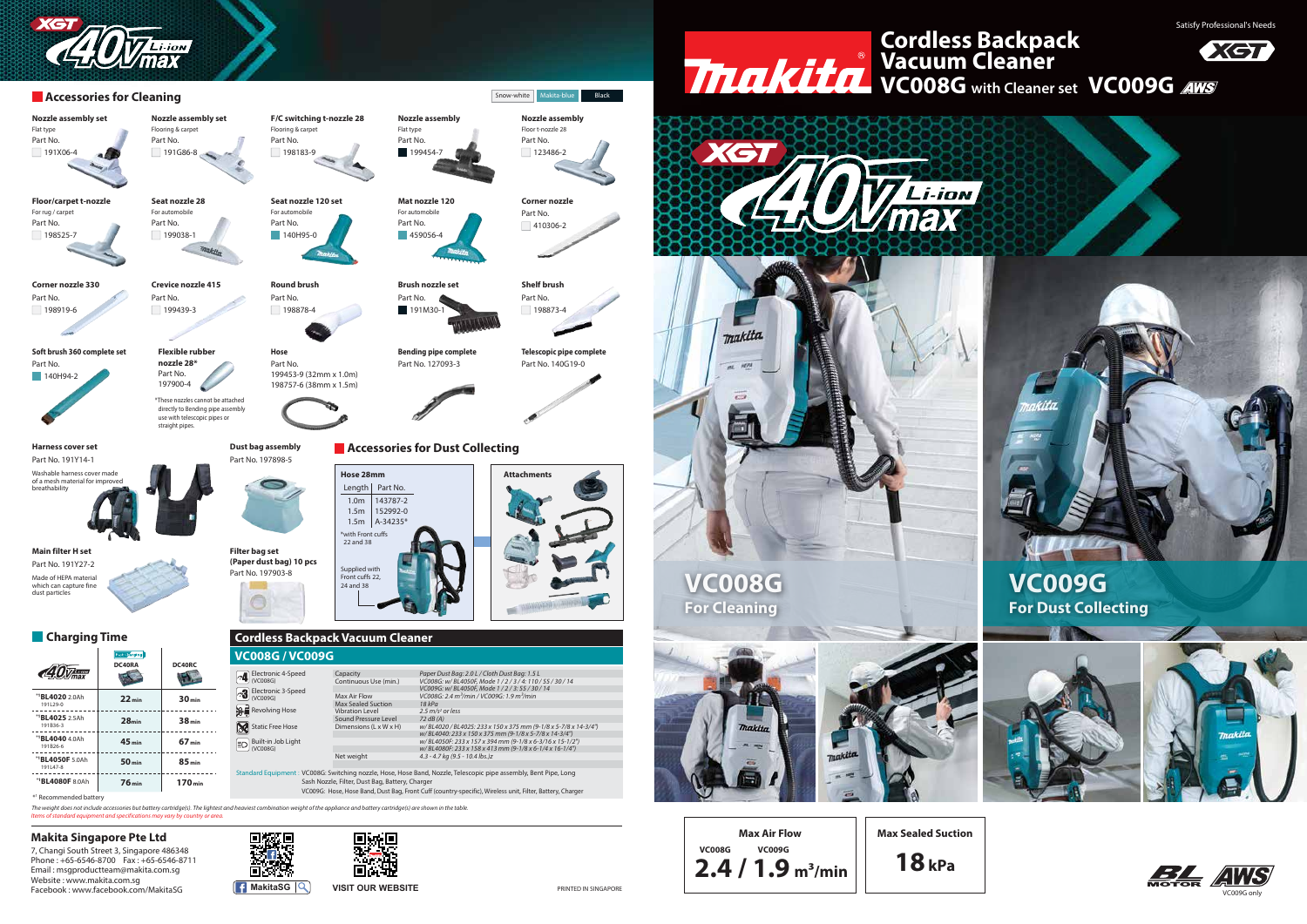# Makita Cordless Backpack Vacuum Cleaner

## VC008G with Cleaner set VC009G

Satisfy Professional's Needs

XGT 40Vmax Li-ion

**VC008G** For Cleaning

**VC009G** For Dust Collecting

| Max Air Flow | Max Sealed Suction |
|---|---|
| VC008G / VC009G: 2.4 / 1.9 $m^3$/min | 18 kPa |

BL MOTOR, AWS (VC009G only)

## Accessories for Cleaning

Snow-white | Makita-blue | Black

- **Nozzle assembly set** — Flat type — Part No. 191X06-4
- **Nozzle assembly set** — Flooring & carpet — Part No. 191G86-8
- **F/C switching t-nozzle 28** — Flooring & carpet — Part No. 198183-9
- **Nozzle assembly** — Flat type — Part No. 199454-7
- **Nozzle assembly** — Floor t-nozzle 28 — Part No. 123486-2
- **Floor/carpet t-nozzle** — For rug / carpet — Part No. 198525-7
- **Seat nozzle 28** — For automobile — Part No. 199038-1
- **Seat nozzle 120 set** — For automobile — Part No. 140H95-0
- **Mat nozzle 120** — For automobile — Part No. 459056-4
- **Corner nozzle** — Part No. 410306-2
- **Corner nozzle 330** — Part No. 198919-6
- **Crevice nozzle 415** — Part No. 199439-3
- **Round brush** — Part No. 198878-4
- **Brush nozzle set** — Part No. 191M30-1
- **Shelf brush** — Part No. 198873-4
- **Soft brush 360 complete set** — Part No. 140H94-2
- **Flexible rubber nozzle 28*** — Part No. 197900-4

*These nozzles cannot be attached directly to Bending pipe assembly use with telescopic pipes or straight pipes.

- **Hose** — Part No. 199453-9 (32mm x 1.0m), 198757-6 (38mm x 1.5m)
- **Bending pipe complete** — Part No. 127093-3
- **Telescopic pipe complete** — Part No. 140G19-0
- **Harness cover set** — Part No. 191Y14-1 — Washable harness cover made of a mesh material for improved breathability
- **Dust bag assembly** — Part No. 197898-5
- **Main filter H set** — Part No. 191Y27-2 — Made of HEPA material which can capture fine dust particles
- **Filter bag set (Paper dust bag) 10 pcs** — Part No. 197903-8

## Accessories for Dust Collecting

**Hose 28mm**

| Length | Part No. |
|---|---|
| 1.0m | 143787-2 |
| 1.5m | 152992-0 |
| 1.5m | A-34235* |

*with Front cuffs 22 and 38

Supplied with Front cuffs 22, 24 and 38

**Attachments**

## Charging Time

| 40Vmax | DC40RA | DC40RC |
|---|---|---|
| *1 BL4020 2.0Ah 191L29-0 | 22 min | 30 min |
| *1 BL4025 2.5Ah 191B36-3 | 28 min | 38 min |
| *1 BL4040 4.0Ah 191B26-6 | 45 min | 67 min |
| *1 BL4050F 5.0Ah 191L47-8 | 50 min | 85 min |
| *1 BL4080F 8.0Ah | 76 min | 170 min |

*1 Recommended battery

## Cordless Backpack Vacuum Cleaner

### VC008G / VC009G

- Electronic 4-Speed (VC008G)
- Electronic 3-Speed (VC009G)
- Revolving Hose
- Static Free Hose
- Built-in Job Light (VC008G)

| | |
|---|---|
| Capacity | Paper Dust Bag: 2.0 L / Cloth Dust Bag: 1.5 L |
| Continuous Use (min.) | VC008G: w/ BL4050F, Mode 1 / 2 / 3 / 4: 110 / 55 / 30 / 14<br>VC009G: w/ BL4050F, Mode 1 / 2 / 3: 55 / 30 / 14 |
| Max Air Flow | VC008G: 2.4 $m^3$/min / VC009G: 1.9 $m^3$/min |
| Max Sealed Suction | 18 kPa |
| Vibration Level | 2.5 $m/s^2$ or less |
| Sound Pressure Level | 72 dB (A) |
| Dimensions (L x W x H) | w/ BL4020 / BL4025: 233 x 150 x 375 mm (9-1/8 x 5-7/8 x 14-3/4")<br>w/ BL4040: 233 x 150 x 375 mm (9-1/8 x 5-7/8 x 14-3/4")<br>w/ BL4050F: 233 x 157 x 394 mm (9-1/8 x 6-3/16 x 15-1/2")<br>w/ BL4080F: 233 x 158 x 413 mm (9-1/8 x 6-1/4 x 16-1/4") |
| Net weight | 4.3 - 4.7 kg (9.5 - 10.4 lbs.) |

Standard Equipment : VC008G: Switching nozzle, Hose, Hose Band, Nozzle, Telescopic pipe assembly, Bent Pipe, Long Sash Nozzle, Filter, Dust Bag, Battery, Charger
VC009G: Hose, Hose Band, Dust Bag, Front Cuff (country-specific), Wireless unit, Filter, Battery, Charger

*The weight does not include accessories but battery cartridge(s). The lightest and heaviest combination weight of the appliance and battery cartridge(s) are shown in the table.*
*Items of standard equipment and specifications may vary by country or area.*

### Makita Singapore Pte Ltd

7, Changi South Street 3, Singapore 486348
Phone : +65-6546-8700 Fax : +65-6546-8711
Email : msgproductteam@makita.com.sg
Website : www.makita.com.sg
Facebook : www.facebook.com/MakitaSG

MakitaSG

VISIT OUR WEBSITE

PRINTED IN SINGAPORE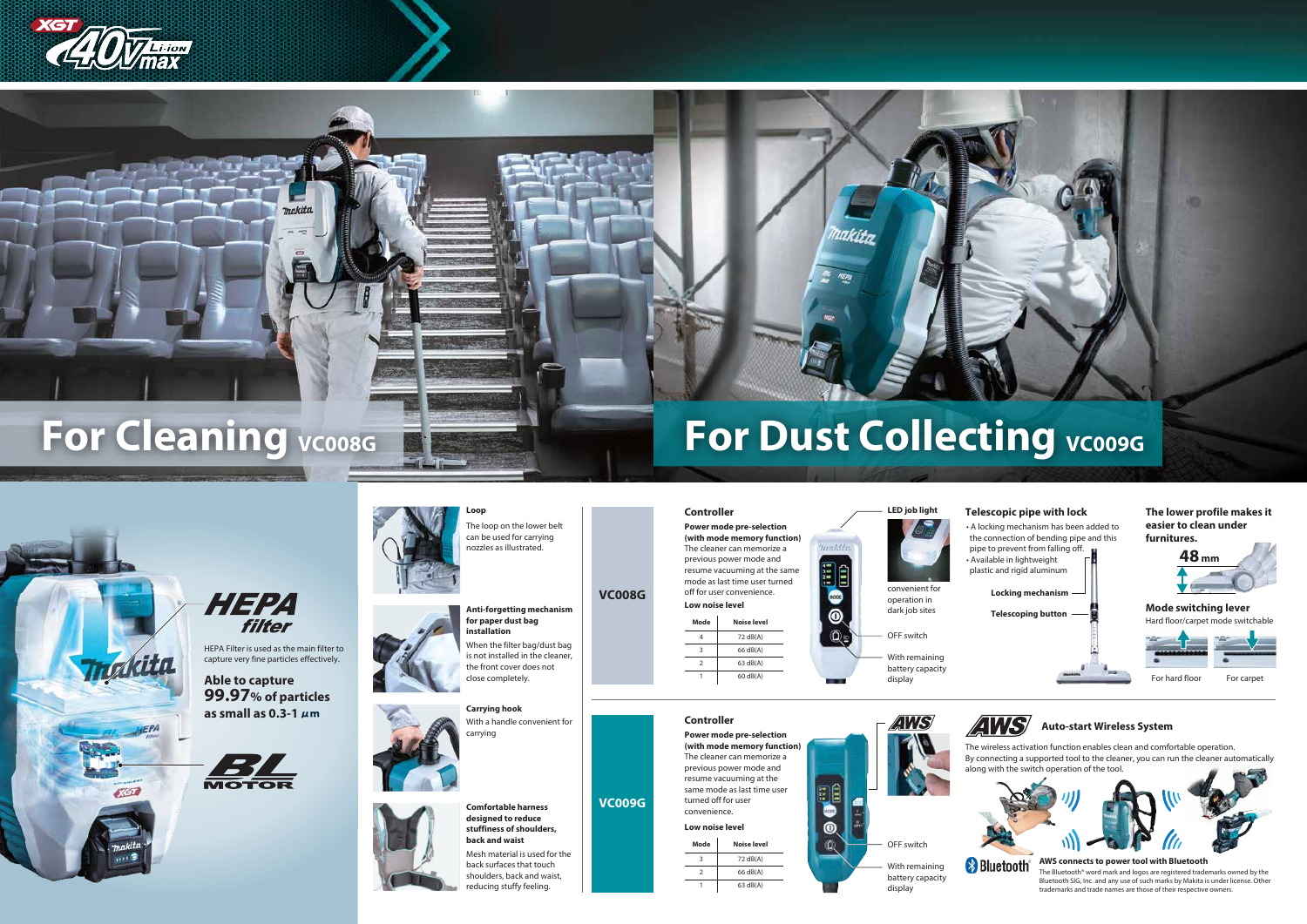XGT 40V max Li-ion

# For Cleaning VC008G

# For Dust Collecting VC009G

## HEPA filter

HEPA Filter is used as the main filter to capture very fine particles effectively.

**Able to capture 99.97% of particles as small as 0.3-1 µm**

BL MOTOR

**Loop**

The loop on the lower belt can be used for carrying nozzles as illustrated.

**Anti-forgetting mechanism for paper dust bag installation**

When the filter bag/dust bag is not installed in the cleaner, the front cover does not close completely.

**Carrying hook**

With a handle convenient for carrying

**Comfortable harness designed to reduce stuffiness of shoulders, back and waist**

Mesh material is used for the back surfaces that touch shoulders, back and waist, reducing stuffy feeling.

## VC008G

### Controller

**Power mode pre-selection (with mode memory function)**

The cleaner can memorize a previous power mode and resume vacuuming at the same mode as last time user turned off for user convenience.

**Low noise level**

| Mode | Noise level |
|---|---|
| 4 | 72 dB(A) |
| 3 | 66 dB(A) |
| 2 | 63 dB(A) |
| 1 | 60 dB(A) |

**LED job light**

convenient for operation in dark job sites

OFF switch

With remaining battery capacity display

### Telescopic pipe with lock

- A locking mechanism has been added to the connection of bending pipe and this pipe to prevent from falling off.
- Available in lightweight plastic and rigid aluminum

Locking mechanism

Telescoping button

### The lower profile makes it easier to clean under furnitures.

48 mm

### Mode switching lever

Hard floor/carpet mode switchable

For hard floor

For carpet

## VC009G

### Controller

**Power mode pre-selection (with mode memory function)**

The cleaner can memorize a previous power mode and resume vacuuming at the same mode as last time user turned off for user convenience.

**Low noise level**

| Mode | Noise level |
|---|---|
| 3 | 72 dB(A) |
| 2 | 66 dB(A) |
| 1 | 63 dB(A) |

AWS

OFF switch

With remaining battery capacity display

### AWS Auto-start Wireless System

The wireless activation function enables clean and comfortable operation.
By connecting a supported tool to the cleaner, you can run the cleaner automatically along with the switch operation of the tool.

Bluetooth

**AWS connects to power tool with Bluetooth**

The Bluetooth® word mark and logos are registered trademarks owned by the Bluetooth SIG, Inc. and any use of such marks by Makita is under license. Other trademarks and trade names are those of their respective owners.